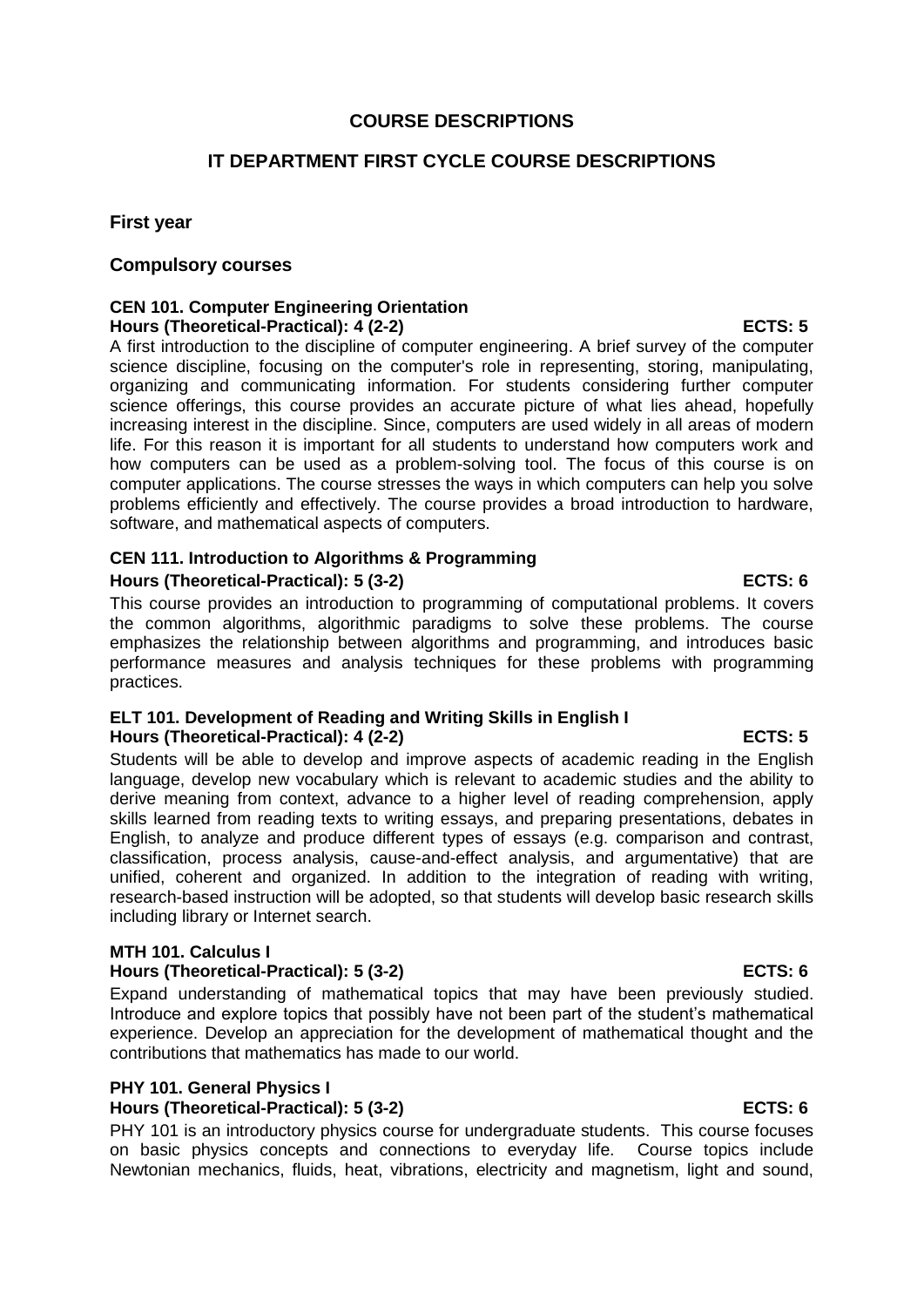# COURSE DESCRIPTIONS

## IT DEPARTMENT FIRST CYCLE COURSE DESCRIPTIONS

### First year

### Compulsory courses

**CEN 101. Computer Engineering Orientation**
**Hours (Theoretical-Practical): 4 (2-2)** **ECTS: 5**

A first introduction to the discipline of computer engineering. A brief survey of the computer science discipline, focusing on the computer's role in representing, storing, manipulating, organizing and communicating information. For students considering further computer science offerings, this course provides an accurate picture of what lies ahead, hopefully increasing interest in the discipline. Since, computers are used widely in all areas of modern life. For this reason it is important for all students to understand how computers work and how computers can be used as a problem-solving tool. The focus of this course is on computer applications. The course stresses the ways in which computers can help you solve problems efficiently and effectively. The course provides a broad introduction to hardware, software, and mathematical aspects of computers.

**CEN 111. Introduction to Algorithms & Programming**
**Hours (Theoretical-Practical): 5 (3-2)** **ECTS: 6**

This course provides an introduction to programming of computational problems. It covers the common algorithms, algorithmic paradigms to solve these problems. The course emphasizes the relationship between algorithms and programming, and introduces basic performance measures and analysis techniques for these problems with programming practices.

**ELT 101. Development of Reading and Writing Skills in English I**
**Hours (Theoretical-Practical): 4 (2-2)** **ECTS: 5**

Students will be able to develop and improve aspects of academic reading in the English language, develop new vocabulary which is relevant to academic studies and the ability to derive meaning from context, advance to a higher level of reading comprehension, apply skills learned from reading texts to writing essays, and preparing presentations, debates in English, to analyze and produce different types of essays (e.g. comparison and contrast, classification, process analysis, cause-and-effect analysis, and argumentative) that are unified, coherent and organized. In addition to the integration of reading with writing, research-based instruction will be adopted, so that students will develop basic research skills including library or Internet search.

**MTH 101. Calculus I**
**Hours (Theoretical-Practical): 5 (3-2)** **ECTS: 6**

Expand understanding of mathematical topics that may have been previously studied. Introduce and explore topics that possibly have not been part of the student's mathematical experience. Develop an appreciation for the development of mathematical thought and the contributions that mathematics has made to our world.

**PHY 101. General Physics I**
**Hours (Theoretical-Practical): 5 (3-2)** **ECTS: 6**

PHY 101 is an introductory physics course for undergraduate students. This course focuses on basic physics concepts and connections to everyday life. Course topics include Newtonian mechanics, fluids, heat, vibrations, electricity and magnetism, light and sound,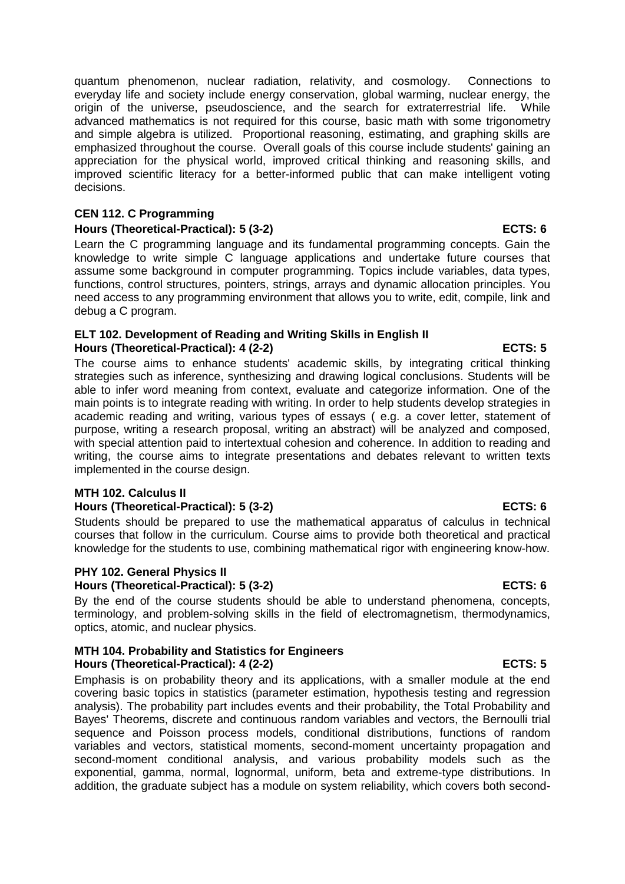quantum phenomenon, nuclear radiation, relativity, and cosmology. Connections to everyday life and society include energy conservation, global warming, nuclear energy, the origin of the universe, pseudoscience, and the search for extraterrestrial life. While advanced mathematics is not required for this course, basic math with some trigonometry and simple algebra is utilized. Proportional reasoning, estimating, and graphing skills are emphasized throughout the course. Overall goals of this course include students' gaining an appreciation for the physical world, improved critical thinking and reasoning skills, and improved scientific literacy for a better-informed public that can make intelligent voting decisions.

**CEN 112. C Programming**
**Hours (Theoretical-Practical): 5 (3-2) ECTS: 6**

Learn the C programming language and its fundamental programming concepts. Gain the knowledge to write simple C language applications and undertake future courses that assume some background in computer programming. Topics include variables, data types, functions, control structures, pointers, strings, arrays and dynamic allocation principles. You need access to any programming environment that allows you to write, edit, compile, link and debug a C program.

**ELT 102. Development of Reading and Writing Skills in English II**
**Hours (Theoretical-Practical): 4 (2-2) ECTS: 5**

The course aims to enhance students' academic skills, by integrating critical thinking strategies such as inference, synthesizing and drawing logical conclusions. Students will be able to infer word meaning from context, evaluate and categorize information. One of the main points is to integrate reading with writing. In order to help students develop strategies in academic reading and writing, various types of essays ( e.g. a cover letter, statement of purpose, writing a research proposal, writing an abstract) will be analyzed and composed, with special attention paid to intertextual cohesion and coherence. In addition to reading and writing, the course aims to integrate presentations and debates relevant to written texts implemented in the course design.

**MTH 102. Calculus II**
**Hours (Theoretical-Practical): 5 (3-2) ECTS: 6**

Students should be prepared to use the mathematical apparatus of calculus in technical courses that follow in the curriculum. Course aims to provide both theoretical and practical knowledge for the students to use, combining mathematical rigor with engineering know-how.

**PHY 102. General Physics II**
**Hours (Theoretical-Practical): 5 (3-2) ECTS: 6**

By the end of the course students should be able to understand phenomena, concepts, terminology, and problem-solving skills in the field of electromagnetism, thermodynamics, optics, atomic, and nuclear physics.

**MTH 104. Probability and Statistics for Engineers**
**Hours (Theoretical-Practical): 4 (2-2) ECTS: 5**

Emphasis is on probability theory and its applications, with a smaller module at the end covering basic topics in statistics (parameter estimation, hypothesis testing and regression analysis). The probability part includes events and their probability, the Total Probability and Bayes' Theorems, discrete and continuous random variables and vectors, the Bernoulli trial sequence and Poisson process models, conditional distributions, functions of random variables and vectors, statistical moments, second-moment uncertainty propagation and second-moment conditional analysis, and various probability models such as the exponential, gamma, normal, lognormal, uniform, beta and extreme-type distributions. In addition, the graduate subject has a module on system reliability, which covers both second-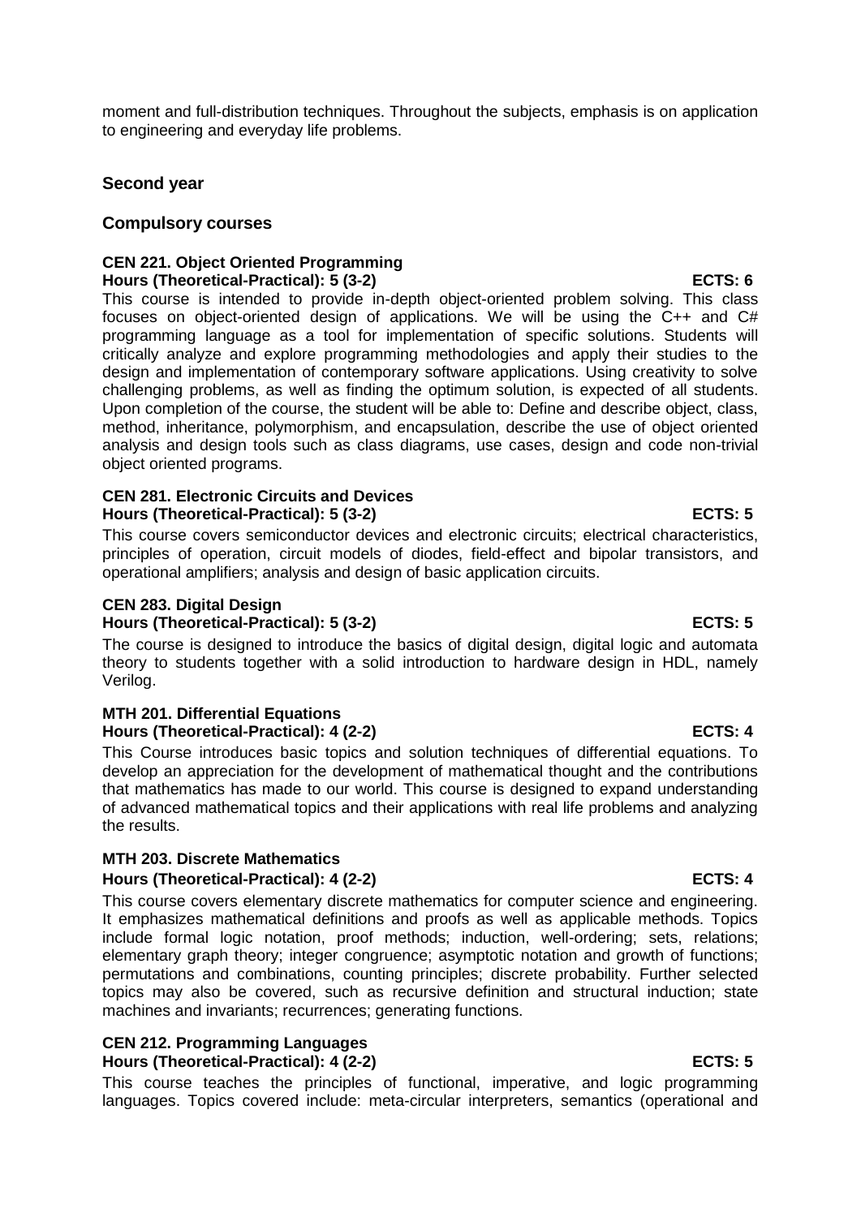moment and full-distribution techniques. Throughout the subjects, emphasis is on application to engineering and everyday life problems.

## Second year

### Compulsory courses

**CEN 221. Object Oriented Programming**
**Hours (Theoretical-Practical): 5 (3-2) ECTS: 6**

This course is intended to provide in-depth object-oriented problem solving. This class focuses on object-oriented design of applications. We will be using the C++ and C# programming language as a tool for implementation of specific solutions. Students will critically analyze and explore programming methodologies and apply their studies to the design and implementation of contemporary software applications. Using creativity to solve challenging problems, as well as finding the optimum solution, is expected of all students. Upon completion of the course, the student will be able to: Define and describe object, class, method, inheritance, polymorphism, and encapsulation, describe the use of object oriented analysis and design tools such as class diagrams, use cases, design and code non-trivial object oriented programs.

**CEN 281. Electronic Circuits and Devices**
**Hours (Theoretical-Practical): 5 (3-2) ECTS: 5**

This course covers semiconductor devices and electronic circuits; electrical characteristics, principles of operation, circuit models of diodes, field-effect and bipolar transistors, and operational amplifiers; analysis and design of basic application circuits.

**CEN 283. Digital Design**
**Hours (Theoretical-Practical): 5 (3-2) ECTS: 5**

The course is designed to introduce the basics of digital design, digital logic and automata theory to students together with a solid introduction to hardware design in HDL, namely Verilog.

**MTH 201. Differential Equations**
**Hours (Theoretical-Practical): 4 (2-2) ECTS: 4**

This Course introduces basic topics and solution techniques of differential equations. To develop an appreciation for the development of mathematical thought and the contributions that mathematics has made to our world. This course is designed to expand understanding of advanced mathematical topics and their applications with real life problems and analyzing the results.

**MTH 203. Discrete Mathematics**
**Hours (Theoretical-Practical): 4 (2-2) ECTS: 4**

This course covers elementary discrete mathematics for computer science and engineering. It emphasizes mathematical definitions and proofs as well as applicable methods. Topics include formal logic notation, proof methods; induction, well-ordering; sets, relations; elementary graph theory; integer congruence; asymptotic notation and growth of functions; permutations and combinations, counting principles; discrete probability. Further selected topics may also be covered, such as recursive definition and structural induction; state machines and invariants; recurrences; generating functions.

**CEN 212. Programming Languages**
**Hours (Theoretical-Practical): 4 (2-2) ECTS: 5**

This course teaches the principles of functional, imperative, and logic programming languages. Topics covered include: meta-circular interpreters, semantics (operational and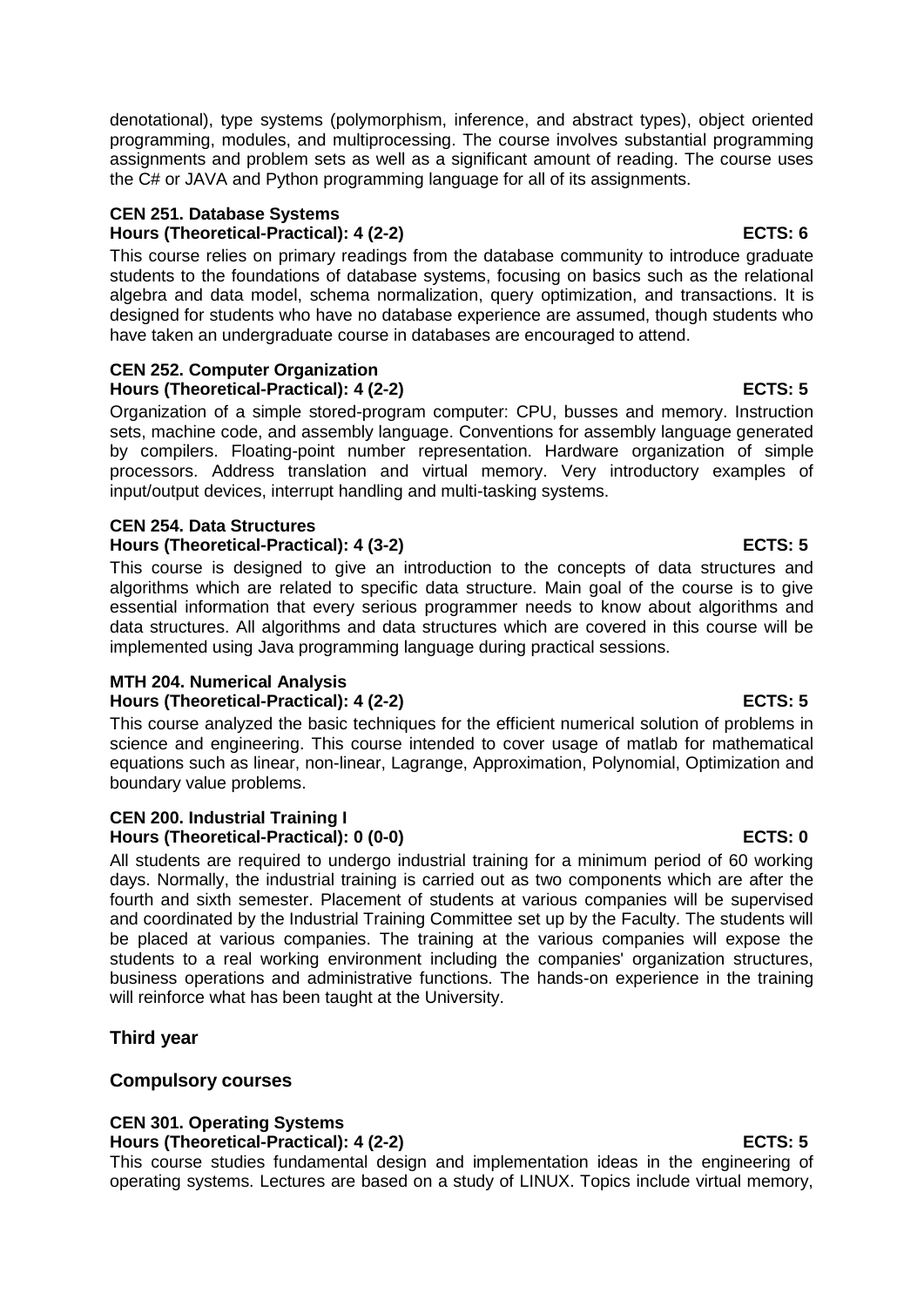denotational), type systems (polymorphism, inference, and abstract types), object oriented programming, modules, and multiprocessing. The course involves substantial programming assignments and problem sets as well as a significant amount of reading. The course uses the C# or JAVA and Python programming language for all of its assignments.

**CEN 251. Database Systems**
**Hours (Theoretical-Practical): 4 (2-2) ECTS: 6**

This course relies on primary readings from the database community to introduce graduate students to the foundations of database systems, focusing on basics such as the relational algebra and data model, schema normalization, query optimization, and transactions. It is designed for students who have no database experience are assumed, though students who have taken an undergraduate course in databases are encouraged to attend.

**CEN 252. Computer Organization**
**Hours (Theoretical-Practical): 4 (2-2) ECTS: 5**

Organization of a simple stored-program computer: CPU, busses and memory. Instruction sets, machine code, and assembly language. Conventions for assembly language generated by compilers. Floating-point number representation. Hardware organization of simple processors. Address translation and virtual memory. Very introductory examples of input/output devices, interrupt handling and multi-tasking systems.

**CEN 254. Data Structures**
**Hours (Theoretical-Practical): 4 (3-2) ECTS: 5**

This course is designed to give an introduction to the concepts of data structures and algorithms which are related to specific data structure. Main goal of the course is to give essential information that every serious programmer needs to know about algorithms and data structures. All algorithms and data structures which are covered in this course will be implemented using Java programming language during practical sessions.

**MTH 204. Numerical Analysis**
**Hours (Theoretical-Practical): 4 (2-2) ECTS: 5**

This course analyzed the basic techniques for the efficient numerical solution of problems in science and engineering. This course intended to cover usage of matlab for mathematical equations such as linear, non-linear, Lagrange, Approximation, Polynomial, Optimization and boundary value problems.

**CEN 200. Industrial Training I**
**Hours (Theoretical-Practical): 0 (0-0) ECTS: 0**

All students are required to undergo industrial training for a minimum period of 60 working days. Normally, the industrial training is carried out as two components which are after the fourth and sixth semester. Placement of students at various companies will be supervised and coordinated by the Industrial Training Committee set up by the Faculty. The students will be placed at various companies. The training at the various companies will expose the students to a real working environment including the companies' organization structures, business operations and administrative functions. The hands-on experience in the training will reinforce what has been taught at the University.

## Third year

## Compulsory courses

**CEN 301. Operating Systems**
**Hours (Theoretical-Practical): 4 (2-2) ECTS: 5**

This course studies fundamental design and implementation ideas in the engineering of operating systems. Lectures are based on a study of LINUX. Topics include virtual memory,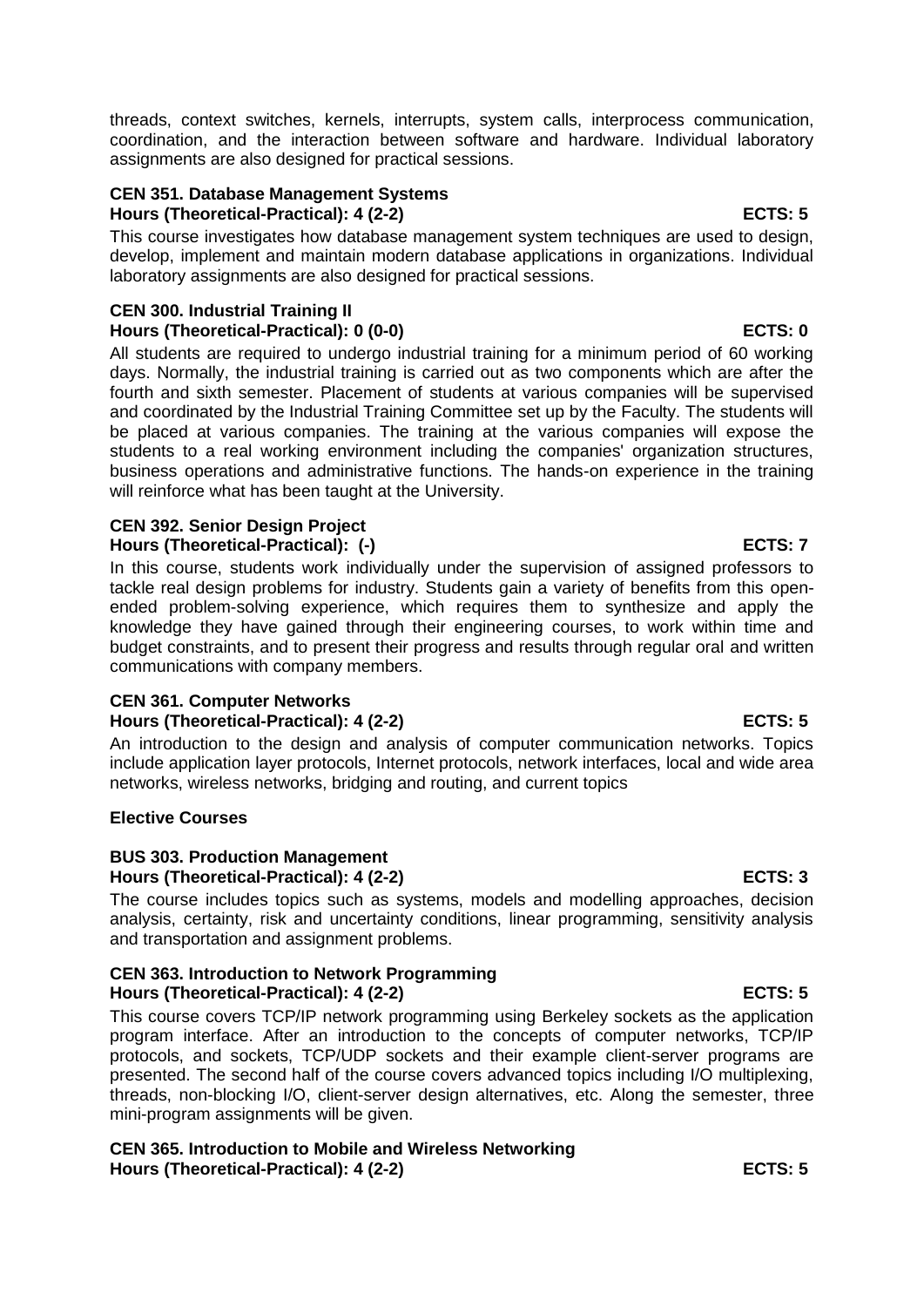threads, context switches, kernels, interrupts, system calls, interprocess communication, coordination, and the interaction between software and hardware. Individual laboratory assignments are also designed for practical sessions.

**CEN 351. Database Management Systems**
**Hours (Theoretical-Practical): 4 (2-2) ECTS: 5**

This course investigates how database management system techniques are used to design, develop, implement and maintain modern database applications in organizations. Individual laboratory assignments are also designed for practical sessions.

**CEN 300. Industrial Training II**
**Hours (Theoretical-Practical): 0 (0-0) ECTS: 0**

All students are required to undergo industrial training for a minimum period of 60 working days. Normally, the industrial training is carried out as two components which are after the fourth and sixth semester. Placement of students at various companies will be supervised and coordinated by the Industrial Training Committee set up by the Faculty. The students will be placed at various companies. The training at the various companies will expose the students to a real working environment including the companies' organization structures, business operations and administrative functions. The hands-on experience in the training will reinforce what has been taught at the University.

**CEN 392. Senior Design Project**
**Hours (Theoretical-Practical): (-) ECTS: 7**

In this course, students work individually under the supervision of assigned professors to tackle real design problems for industry. Students gain a variety of benefits from this open-ended problem-solving experience, which requires them to synthesize and apply the knowledge they have gained through their engineering courses, to work within time and budget constraints, and to present their progress and results through regular oral and written communications with company members.

**CEN 361. Computer Networks**
**Hours (Theoretical-Practical): 4 (2-2) ECTS: 5**

An introduction to the design and analysis of computer communication networks. Topics include application layer protocols, Internet protocols, network interfaces, local and wide area networks, wireless networks, bridging and routing, and current topics

**Elective Courses**

**BUS 303. Production Management**
**Hours (Theoretical-Practical): 4 (2-2) ECTS: 3**

The course includes topics such as systems, models and modelling approaches, decision analysis, certainty, risk and uncertainty conditions, linear programming, sensitivity analysis and transportation and assignment problems.

**CEN 363. Introduction to Network Programming**
**Hours (Theoretical-Practical): 4 (2-2) ECTS: 5**

This course covers TCP/IP network programming using Berkeley sockets as the application program interface. After an introduction to the concepts of computer networks, TCP/IP protocols, and sockets, TCP/UDP sockets and their example client-server programs are presented. The second half of the course covers advanced topics including I/O multiplexing, threads, non-blocking I/O, client-server design alternatives, etc. Along the semester, three mini-program assignments will be given.

**CEN 365. Introduction to Mobile and Wireless Networking**
**Hours (Theoretical-Practical): 4 (2-2) ECTS: 5**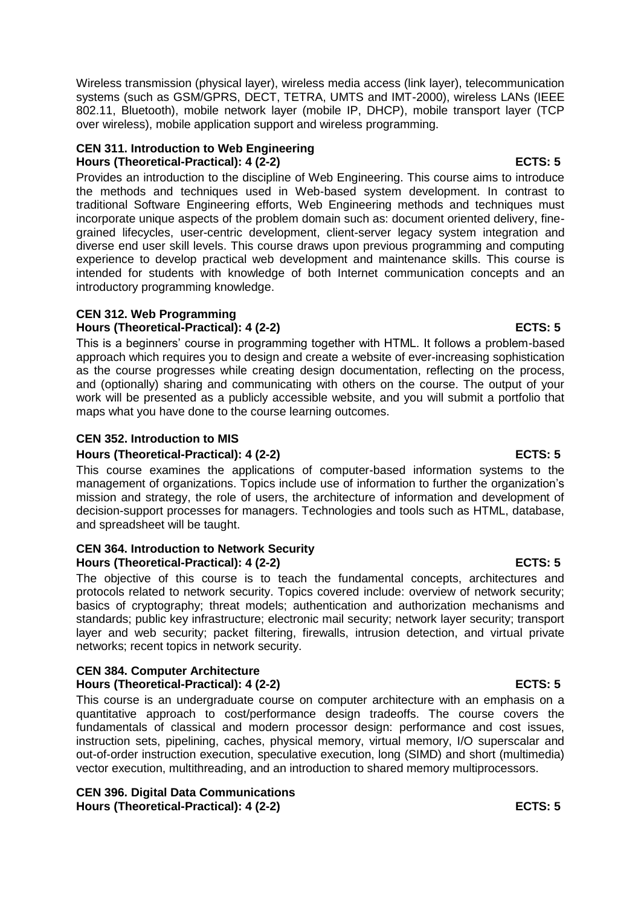Wireless transmission (physical layer), wireless media access (link layer), telecommunication systems (such as GSM/GPRS, DECT, TETRA, UMTS and IMT-2000), wireless LANs (IEEE 802.11, Bluetooth), mobile network layer (mobile IP, DHCP), mobile transport layer (TCP over wireless), mobile application support and wireless programming.

**CEN 311. Introduction to Web Engineering**
**Hours (Theoretical-Practical): 4 (2-2) ECTS: 5**

Provides an introduction to the discipline of Web Engineering. This course aims to introduce the methods and techniques used in Web-based system development. In contrast to traditional Software Engineering efforts, Web Engineering methods and techniques must incorporate unique aspects of the problem domain such as: document oriented delivery, fine-grained lifecycles, user-centric development, client-server legacy system integration and diverse end user skill levels. This course draws upon previous programming and computing experience to develop practical web development and maintenance skills. This course is intended for students with knowledge of both Internet communication concepts and an introductory programming knowledge.

**CEN 312. Web Programming**
**Hours (Theoretical-Practical): 4 (2-2) ECTS: 5**

This is a beginners' course in programming together with HTML. It follows a problem-based approach which requires you to design and create a website of ever-increasing sophistication as the course progresses while creating design documentation, reflecting on the process, and (optionally) sharing and communicating with others on the course. The output of your work will be presented as a publicly accessible website, and you will submit a portfolio that maps what you have done to the course learning outcomes.

**CEN 352. Introduction to MIS**
**Hours (Theoretical-Practical): 4 (2-2) ECTS: 5**

This course examines the applications of computer-based information systems to the management of organizations. Topics include use of information to further the organization's mission and strategy, the role of users, the architecture of information and development of decision-support processes for managers. Technologies and tools such as HTML, database, and spreadsheet will be taught.

**CEN 364. Introduction to Network Security**
**Hours (Theoretical-Practical): 4 (2-2) ECTS: 5**

The objective of this course is to teach the fundamental concepts, architectures and protocols related to network security. Topics covered include: overview of network security; basics of cryptography; threat models; authentication and authorization mechanisms and standards; public key infrastructure; electronic mail security; network layer security; transport layer and web security; packet filtering, firewalls, intrusion detection, and virtual private networks; recent topics in network security.

**CEN 384. Computer Architecture**
**Hours (Theoretical-Practical): 4 (2-2) ECTS: 5**

This course is an undergraduate course on computer architecture with an emphasis on a quantitative approach to cost/performance design tradeoffs. The course covers the fundamentals of classical and modern processor design: performance and cost issues, instruction sets, pipelining, caches, physical memory, virtual memory, I/O superscalar and out-of-order instruction execution, speculative execution, long (SIMD) and short (multimedia) vector execution, multithreading, and an introduction to shared memory multiprocessors.

**CEN 396. Digital Data Communications**
**Hours (Theoretical-Practical): 4 (2-2) ECTS: 5**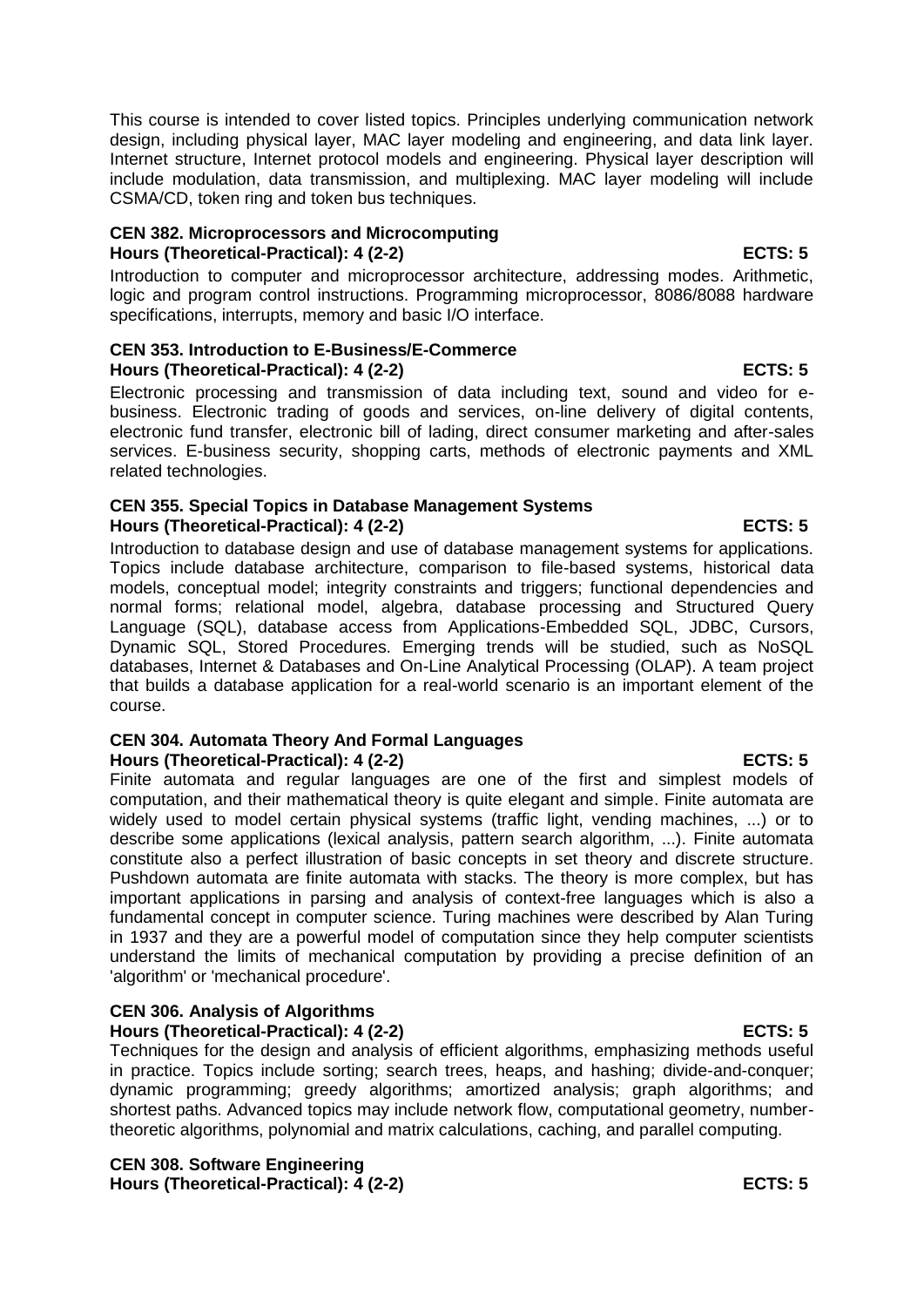This course is intended to cover listed topics. Principles underlying communication network design, including physical layer, MAC layer modeling and engineering, and data link layer. Internet structure, Internet protocol models and engineering. Physical layer description will include modulation, data transmission, and multiplexing. MAC layer modeling will include CSMA/CD, token ring and token bus techniques.

**CEN 382. Microprocessors and Microcomputing**
**Hours (Theoretical-Practical): 4 (2-2) ECTS: 5**

Introduction to computer and microprocessor architecture, addressing modes. Arithmetic, logic and program control instructions. Programming microprocessor, 8086/8088 hardware specifications, interrupts, memory and basic I/O interface.

**CEN 353. Introduction to E-Business/E-Commerce**
**Hours (Theoretical-Practical): 4 (2-2) ECTS: 5**

Electronic processing and transmission of data including text, sound and video for e-business. Electronic trading of goods and services, on-line delivery of digital contents, electronic fund transfer, electronic bill of lading, direct consumer marketing and after-sales services. E-business security, shopping carts, methods of electronic payments and XML related technologies.

**CEN 355. Special Topics in Database Management Systems**
**Hours (Theoretical-Practical): 4 (2-2) ECTS: 5**

Introduction to database design and use of database management systems for applications. Topics include database architecture, comparison to file-based systems, historical data models, conceptual model; integrity constraints and triggers; functional dependencies and normal forms; relational model, algebra, database processing and Structured Query Language (SQL), database access from Applications-Embedded SQL, JDBC, Cursors, Dynamic SQL, Stored Procedures. Emerging trends will be studied, such as NoSQL databases, Internet & Databases and On-Line Analytical Processing (OLAP). A team project that builds a database application for a real-world scenario is an important element of the course.

**CEN 304. Automata Theory And Formal Languages**
**Hours (Theoretical-Practical): 4 (2-2) ECTS: 5**

Finite automata and regular languages are one of the first and simplest models of computation, and their mathematical theory is quite elegant and simple. Finite automata are widely used to model certain physical systems (traffic light, vending machines, ...) or to describe some applications (lexical analysis, pattern search algorithm, ...). Finite automata constitute also a perfect illustration of basic concepts in set theory and discrete structure. Pushdown automata are finite automata with stacks. The theory is more complex, but has important applications in parsing and analysis of context-free languages which is also a fundamental concept in computer science. Turing machines were described by Alan Turing in 1937 and they are a powerful model of computation since they help computer scientists understand the limits of mechanical computation by providing a precise definition of an 'algorithm' or 'mechanical procedure'.

**CEN 306. Analysis of Algorithms**
**Hours (Theoretical-Practical): 4 (2-2) ECTS: 5**

Techniques for the design and analysis of efficient algorithms, emphasizing methods useful in practice. Topics include sorting; search trees, heaps, and hashing; divide-and-conquer; dynamic programming; greedy algorithms; amortized analysis; graph algorithms; and shortest paths. Advanced topics may include network flow, computational geometry, number-theoretic algorithms, polynomial and matrix calculations, caching, and parallel computing.

**CEN 308. Software Engineering**
**Hours (Theoretical-Practical): 4 (2-2) ECTS: 5**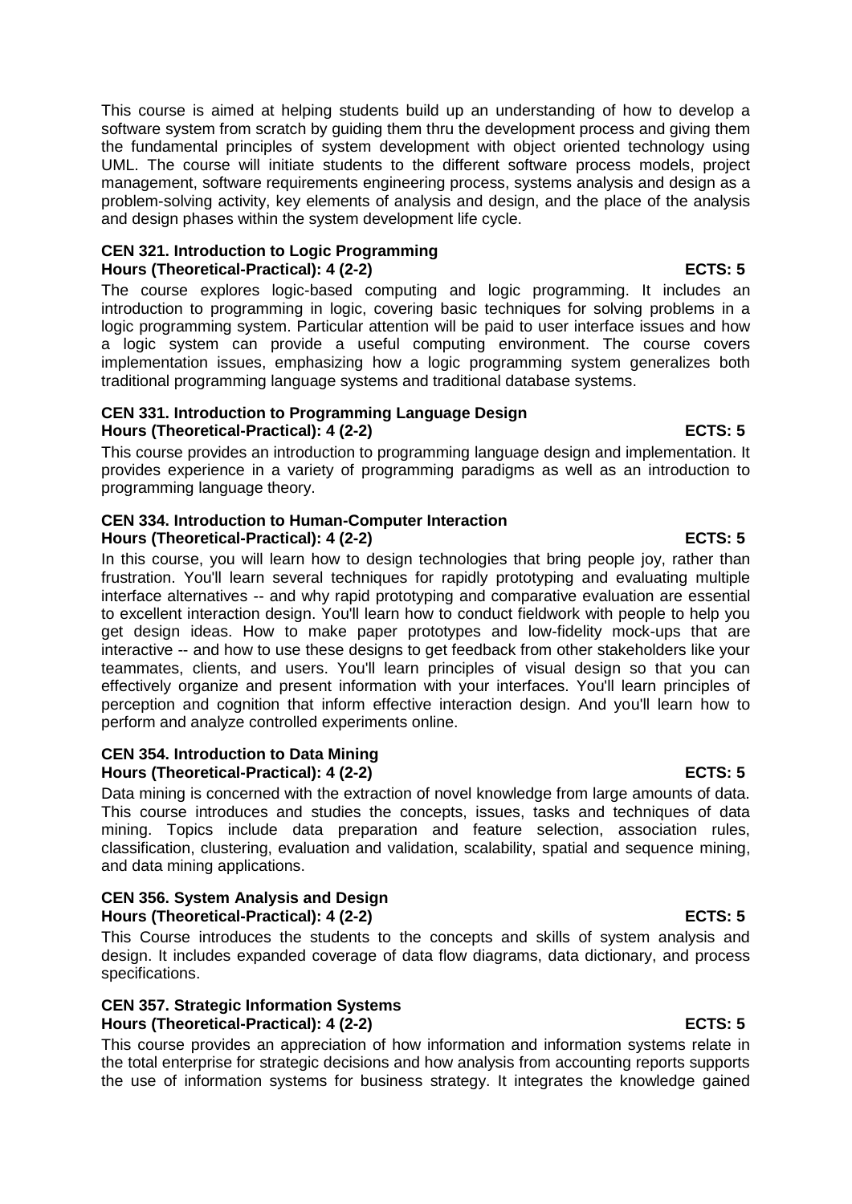This course is aimed at helping students build up an understanding of how to develop a software system from scratch by guiding them thru the development process and giving them the fundamental principles of system development with object oriented technology using UML. The course will initiate students to the different software process models, project management, software requirements engineering process, systems analysis and design as a problem-solving activity, key elements of analysis and design, and the place of the analysis and design phases within the system development life cycle.

**CEN 321. Introduction to Logic Programming**
**Hours (Theoretical-Practical): 4 (2-2) ECTS: 5**

The course explores logic-based computing and logic programming. It includes an introduction to programming in logic, covering basic techniques for solving problems in a logic programming system. Particular attention will be paid to user interface issues and how a logic system can provide a useful computing environment. The course covers implementation issues, emphasizing how a logic programming system generalizes both traditional programming language systems and traditional database systems.

**CEN 331. Introduction to Programming Language Design**
**Hours (Theoretical-Practical): 4 (2-2) ECTS: 5**

This course provides an introduction to programming language design and implementation. It provides experience in a variety of programming paradigms as well as an introduction to programming language theory.

**CEN 334. Introduction to Human-Computer Interaction**
**Hours (Theoretical-Practical): 4 (2-2) ECTS: 5**

In this course, you will learn how to design technologies that bring people joy, rather than frustration. You'll learn several techniques for rapidly prototyping and evaluating multiple interface alternatives -- and why rapid prototyping and comparative evaluation are essential to excellent interaction design. You'll learn how to conduct fieldwork with people to help you get design ideas. How to make paper prototypes and low-fidelity mock-ups that are interactive -- and how to use these designs to get feedback from other stakeholders like your teammates, clients, and users. You'll learn principles of visual design so that you can effectively organize and present information with your interfaces. You'll learn principles of perception and cognition that inform effective interaction design. And you'll learn how to perform and analyze controlled experiments online.

**CEN 354. Introduction to Data Mining**
**Hours (Theoretical-Practical): 4 (2-2) ECTS: 5**

Data mining is concerned with the extraction of novel knowledge from large amounts of data. This course introduces and studies the concepts, issues, tasks and techniques of data mining. Topics include data preparation and feature selection, association rules, classification, clustering, evaluation and validation, scalability, spatial and sequence mining, and data mining applications.

**CEN 356. System Analysis and Design**
**Hours (Theoretical-Practical): 4 (2-2) ECTS: 5**

This Course introduces the students to the concepts and skills of system analysis and design. It includes expanded coverage of data flow diagrams, data dictionary, and process specifications.

**CEN 357. Strategic Information Systems**
**Hours (Theoretical-Practical): 4 (2-2) ECTS: 5**

This course provides an appreciation of how information and information systems relate in the total enterprise for strategic decisions and how analysis from accounting reports supports the use of information systems for business strategy. It integrates the knowledge gained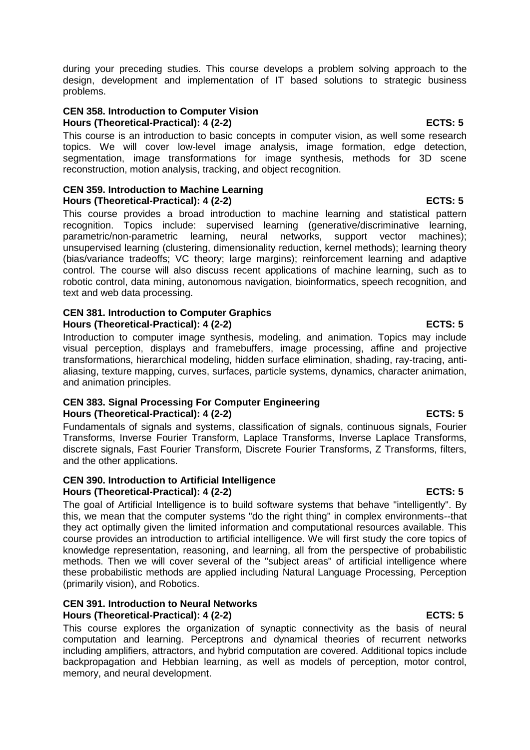during your preceding studies. This course develops a problem solving approach to the design, development and implementation of IT based solutions to strategic business problems.

**CEN 358. Introduction to Computer Vision**
**Hours (Theoretical-Practical): 4 (2-2) ECTS: 5**

This course is an introduction to basic concepts in computer vision, as well some research topics. We will cover low-level image analysis, image formation, edge detection, segmentation, image transformations for image synthesis, methods for 3D scene reconstruction, motion analysis, tracking, and object recognition.

**CEN 359. Introduction to Machine Learning**
**Hours (Theoretical-Practical): 4 (2-2) ECTS: 5**

This course provides a broad introduction to machine learning and statistical pattern recognition. Topics include: supervised learning (generative/discriminative learning, parametric/non-parametric learning, neural networks, support vector machines); unsupervised learning (clustering, dimensionality reduction, kernel methods); learning theory (bias/variance tradeoffs; VC theory; large margins); reinforcement learning and adaptive control. The course will also discuss recent applications of machine learning, such as to robotic control, data mining, autonomous navigation, bioinformatics, speech recognition, and text and web data processing.

**CEN 381. Introduction to Computer Graphics**
**Hours (Theoretical-Practical): 4 (2-2) ECTS: 5**

Introduction to computer image synthesis, modeling, and animation. Topics may include visual perception, displays and framebuffers, image processing, affine and projective transformations, hierarchical modeling, hidden surface elimination, shading, ray-tracing, anti-aliasing, texture mapping, curves, surfaces, particle systems, dynamics, character animation, and animation principles.

**CEN 383. Signal Processing For Computer Engineering**
**Hours (Theoretical-Practical): 4 (2-2) ECTS: 5**

Fundamentals of signals and systems, classification of signals, continuous signals, Fourier Transforms, Inverse Fourier Transform, Laplace Transforms, Inverse Laplace Transforms, discrete signals, Fast Fourier Transform, Discrete Fourier Transforms, Z Transforms, filters, and the other applications.

**CEN 390. Introduction to Artificial Intelligence**
**Hours (Theoretical-Practical): 4 (2-2) ECTS: 5**

The goal of Artificial Intelligence is to build software systems that behave "intelligently". By this, we mean that the computer systems "do the right thing" in complex environments--that they act optimally given the limited information and computational resources available. This course provides an introduction to artificial intelligence. We will first study the core topics of knowledge representation, reasoning, and learning, all from the perspective of probabilistic methods. Then we will cover several of the "subject areas" of artificial intelligence where these probabilistic methods are applied including Natural Language Processing, Perception (primarily vision), and Robotics.

**CEN 391. Introduction to Neural Networks**
**Hours (Theoretical-Practical): 4 (2-2) ECTS: 5**

This course explores the organization of synaptic connectivity as the basis of neural computation and learning. Perceptrons and dynamical theories of recurrent networks including amplifiers, attractors, and hybrid computation are covered. Additional topics include backpropagation and Hebbian learning, as well as models of perception, motor control, memory, and neural development.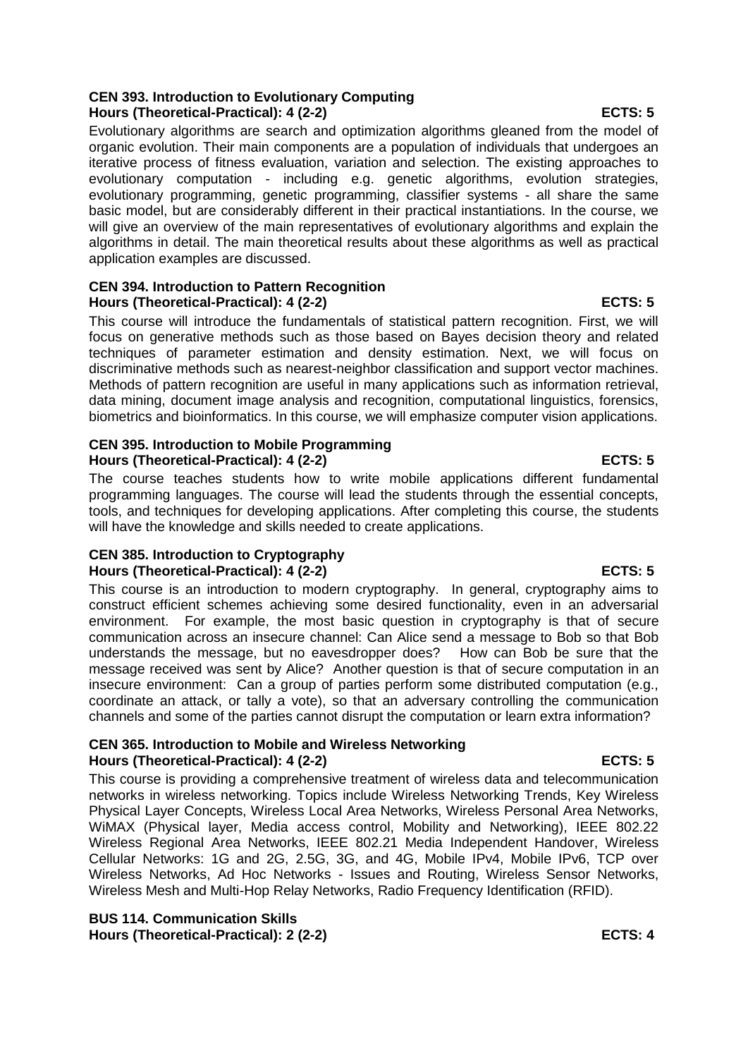### CEN 393. Introduction to Evolutionary Computing

**Hours (Theoretical-Practical): 4 (2-2) ECTS: 5**

Evolutionary algorithms are search and optimization algorithms gleaned from the model of organic evolution. Their main components are a population of individuals that undergoes an iterative process of fitness evaluation, variation and selection. The existing approaches to evolutionary computation - including e.g. genetic algorithms, evolution strategies, evolutionary programming, genetic programming, classifier systems - all share the same basic model, but are considerably different in their practical instantiations. In the course, we will give an overview of the main representatives of evolutionary algorithms and explain the algorithms in detail. The main theoretical results about these algorithms as well as practical application examples are discussed.

### CEN 394. Introduction to Pattern Recognition

**Hours (Theoretical-Practical): 4 (2-2) ECTS: 5**

This course will introduce the fundamentals of statistical pattern recognition. First, we will focus on generative methods such as those based on Bayes decision theory and related techniques of parameter estimation and density estimation. Next, we will focus on discriminative methods such as nearest-neighbor classification and support vector machines. Methods of pattern recognition are useful in many applications such as information retrieval, data mining, document image analysis and recognition, computational linguistics, forensics, biometrics and bioinformatics. In this course, we will emphasize computer vision applications.

### CEN 395. Introduction to Mobile Programming

**Hours (Theoretical-Practical): 4 (2-2) ECTS: 5**

The course teaches students how to write mobile applications different fundamental programming languages. The course will lead the students through the essential concepts, tools, and techniques for developing applications. After completing this course, the students will have the knowledge and skills needed to create applications.

### CEN 385. Introduction to Cryptography

**Hours (Theoretical-Practical): 4 (2-2) ECTS: 5**

This course is an introduction to modern cryptography. In general, cryptography aims to construct efficient schemes achieving some desired functionality, even in an adversarial environment. For example, the most basic question in cryptography is that of secure communication across an insecure channel: Can Alice send a message to Bob so that Bob understands the message, but no eavesdropper does? How can Bob be sure that the message received was sent by Alice? Another question is that of secure computation in an insecure environment: Can a group of parties perform some distributed computation (e.g., coordinate an attack, or tally a vote), so that an adversary controlling the communication channels and some of the parties cannot disrupt the computation or learn extra information?

### CEN 365. Introduction to Mobile and Wireless Networking

**Hours (Theoretical-Practical): 4 (2-2) ECTS: 5**

This course is providing a comprehensive treatment of wireless data and telecommunication networks in wireless networking. Topics include Wireless Networking Trends, Key Wireless Physical Layer Concepts, Wireless Local Area Networks, Wireless Personal Area Networks, WiMAX (Physical layer, Media access control, Mobility and Networking), IEEE 802.22 Wireless Regional Area Networks, IEEE 802.21 Media Independent Handover, Wireless Cellular Networks: 1G and 2G, 2.5G, 3G, and 4G, Mobile IPv4, Mobile IPv6, TCP over Wireless Networks, Ad Hoc Networks - Issues and Routing, Wireless Sensor Networks, Wireless Mesh and Multi-Hop Relay Networks, Radio Frequency Identification (RFID).

### BUS 114. Communication Skills

**Hours (Theoretical-Practical): 2 (2-2) ECTS: 4**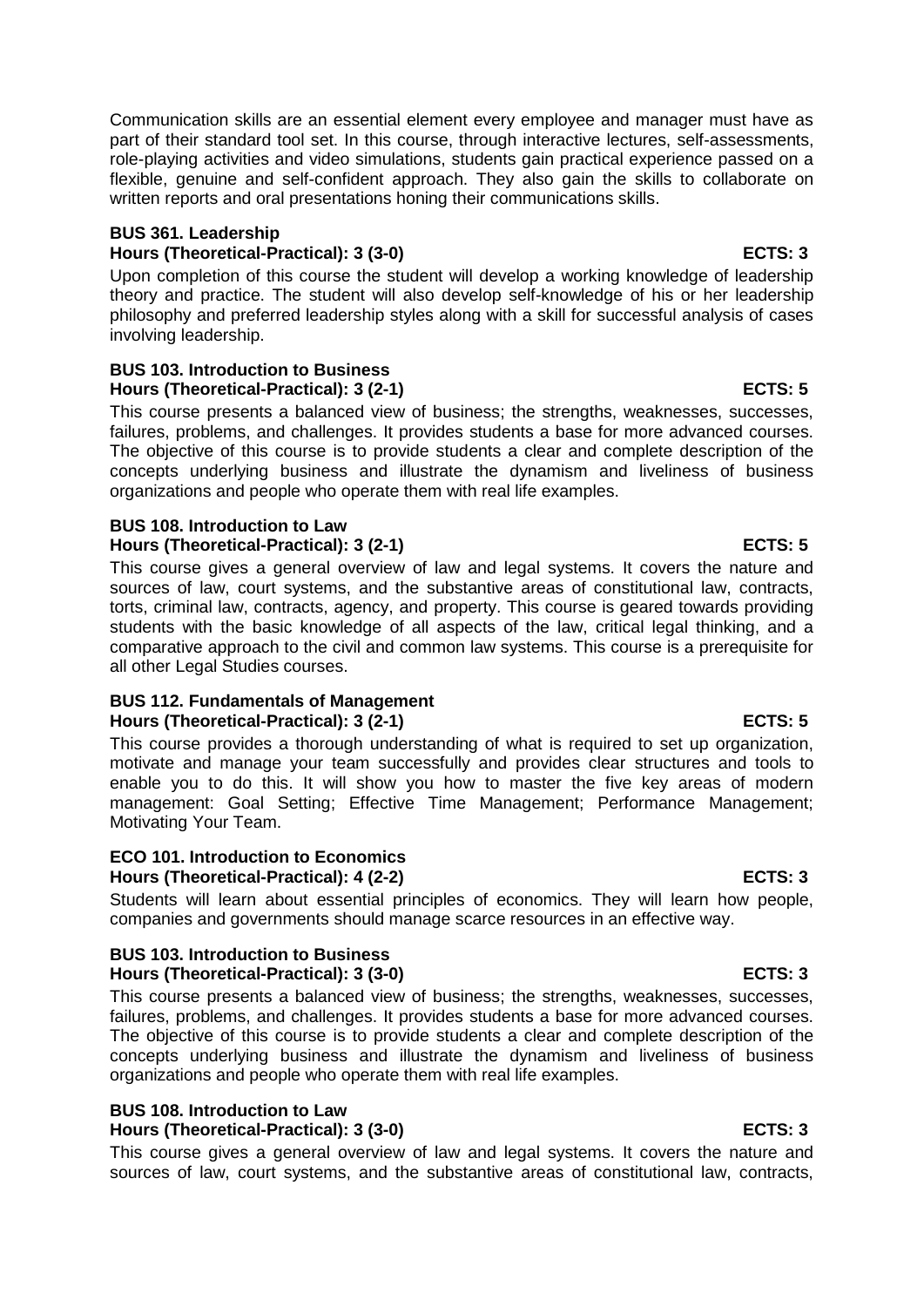Communication skills are an essential element every employee and manager must have as part of their standard tool set. In this course, through interactive lectures, self-assessments, role-playing activities and video simulations, students gain practical experience passed on a flexible, genuine and self-confident approach. They also gain the skills to collaborate on written reports and oral presentations honing their communications skills.

**BUS 361. Leadership**
**Hours (Theoretical-Practical): 3 (3-0) ECTS: 3**

Upon completion of this course the student will develop a working knowledge of leadership theory and practice. The student will also develop self-knowledge of his or her leadership philosophy and preferred leadership styles along with a skill for successful analysis of cases involving leadership.

**BUS 103. Introduction to Business**
**Hours (Theoretical-Practical): 3 (2-1) ECTS: 5**

This course presents a balanced view of business; the strengths, weaknesses, successes, failures, problems, and challenges. It provides students a base for more advanced courses. The objective of this course is to provide students a clear and complete description of the concepts underlying business and illustrate the dynamism and liveliness of business organizations and people who operate them with real life examples.

**BUS 108. Introduction to Law**
**Hours (Theoretical-Practical): 3 (2-1) ECTS: 5**

This course gives a general overview of law and legal systems. It covers the nature and sources of law, court systems, and the substantive areas of constitutional law, contracts, torts, criminal law, contracts, agency, and property. This course is geared towards providing students with the basic knowledge of all aspects of the law, critical legal thinking, and a comparative approach to the civil and common law systems. This course is a prerequisite for all other Legal Studies courses.

**BUS 112. Fundamentals of Management**
**Hours (Theoretical-Practical): 3 (2-1) ECTS: 5**

This course provides a thorough understanding of what is required to set up organization, motivate and manage your team successfully and provides clear structures and tools to enable you to do this. It will show you how to master the five key areas of modern management: Goal Setting; Effective Time Management; Performance Management; Motivating Your Team.

**ECO 101. Introduction to Economics**
**Hours (Theoretical-Practical): 4 (2-2) ECTS: 3**

Students will learn about essential principles of economics. They will learn how people, companies and governments should manage scarce resources in an effective way.

**BUS 103. Introduction to Business**
**Hours (Theoretical-Practical): 3 (3-0) ECTS: 3**

This course presents a balanced view of business; the strengths, weaknesses, successes, failures, problems, and challenges. It provides students a base for more advanced courses. The objective of this course is to provide students a clear and complete description of the concepts underlying business and illustrate the dynamism and liveliness of business organizations and people who operate them with real life examples.

**BUS 108. Introduction to Law**
**Hours (Theoretical-Practical): 3 (3-0) ECTS: 3**

This course gives a general overview of law and legal systems. It covers the nature and sources of law, court systems, and the substantive areas of constitutional law, contracts,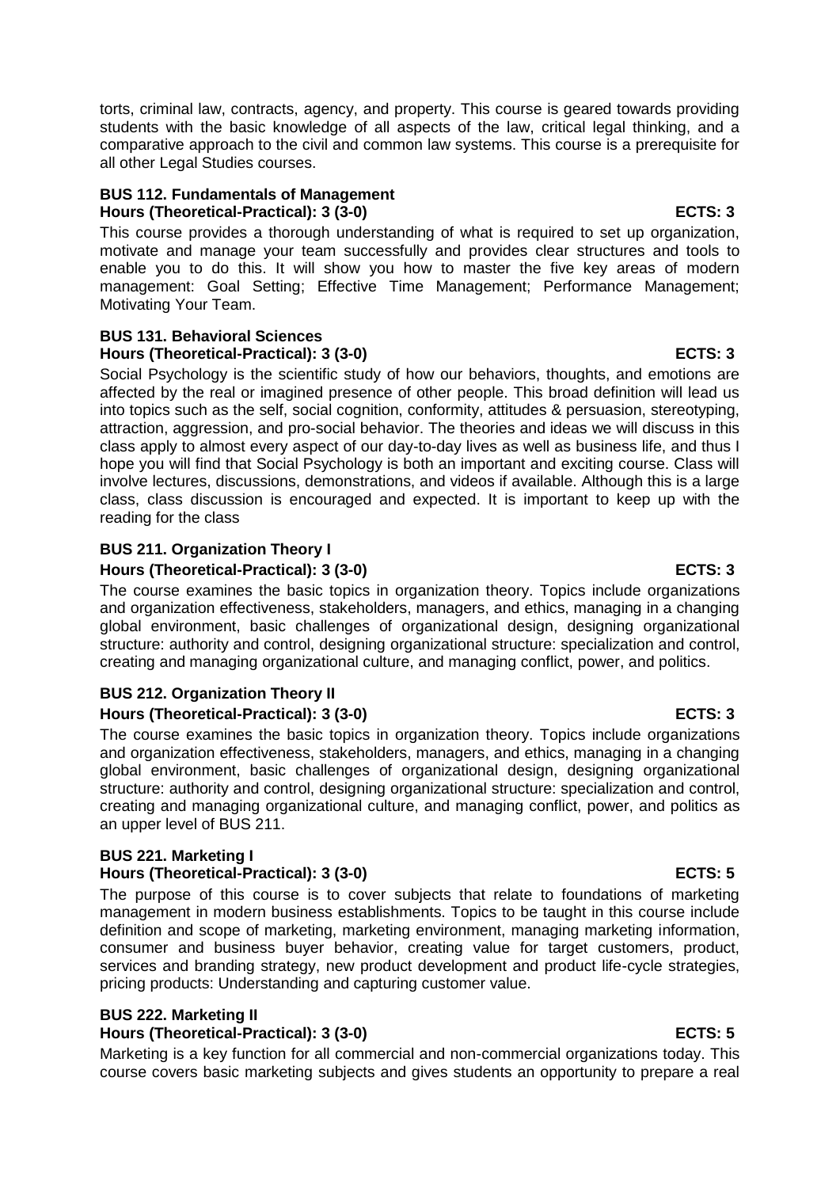torts, criminal law, contracts, agency, and property. This course is geared towards providing students with the basic knowledge of all aspects of the law, critical legal thinking, and a comparative approach to the civil and common law systems. This course is a prerequisite for all other Legal Studies courses.

**BUS 112. Fundamentals of Management**
**Hours (Theoretical-Practical): 3 (3-0) ECTS: 3**

This course provides a thorough understanding of what is required to set up organization, motivate and manage your team successfully and provides clear structures and tools to enable you to do this. It will show you how to master the five key areas of modern management: Goal Setting; Effective Time Management; Performance Management; Motivating Your Team.

**BUS 131. Behavioral Sciences**
**Hours (Theoretical-Practical): 3 (3-0) ECTS: 3**

Social Psychology is the scientific study of how our behaviors, thoughts, and emotions are affected by the real or imagined presence of other people. This broad definition will lead us into topics such as the self, social cognition, conformity, attitudes & persuasion, stereotyping, attraction, aggression, and pro-social behavior. The theories and ideas we will discuss in this class apply to almost every aspect of our day-to-day lives as well as business life, and thus I hope you will find that Social Psychology is both an important and exciting course. Class will involve lectures, discussions, demonstrations, and videos if available. Although this is a large class, class discussion is encouraged and expected. It is important to keep up with the reading for the class

**BUS 211. Organization Theory I**
**Hours (Theoretical-Practical): 3 (3-0) ECTS: 3**

The course examines the basic topics in organization theory. Topics include organizations and organization effectiveness, stakeholders, managers, and ethics, managing in a changing global environment, basic challenges of organizational design, designing organizational structure: authority and control, designing organizational structure: specialization and control, creating and managing organizational culture, and managing conflict, power, and politics.

**BUS 212. Organization Theory II**
**Hours (Theoretical-Practical): 3 (3-0) ECTS: 3**

The course examines the basic topics in organization theory. Topics include organizations and organization effectiveness, stakeholders, managers, and ethics, managing in a changing global environment, basic challenges of organizational design, designing organizational structure: authority and control, designing organizational structure: specialization and control, creating and managing organizational culture, and managing conflict, power, and politics as an upper level of BUS 211.

**BUS 221. Marketing I**
**Hours (Theoretical-Practical): 3 (3-0) ECTS: 5**

The purpose of this course is to cover subjects that relate to foundations of marketing management in modern business establishments. Topics to be taught in this course include definition and scope of marketing, marketing environment, managing marketing information, consumer and business buyer behavior, creating value for target customers, product, services and branding strategy, new product development and product life-cycle strategies, pricing products: Understanding and capturing customer value.

**BUS 222. Marketing II**
**Hours (Theoretical-Practical): 3 (3-0) ECTS: 5**

Marketing is a key function for all commercial and non-commercial organizations today. This course covers basic marketing subjects and gives students an opportunity to prepare a real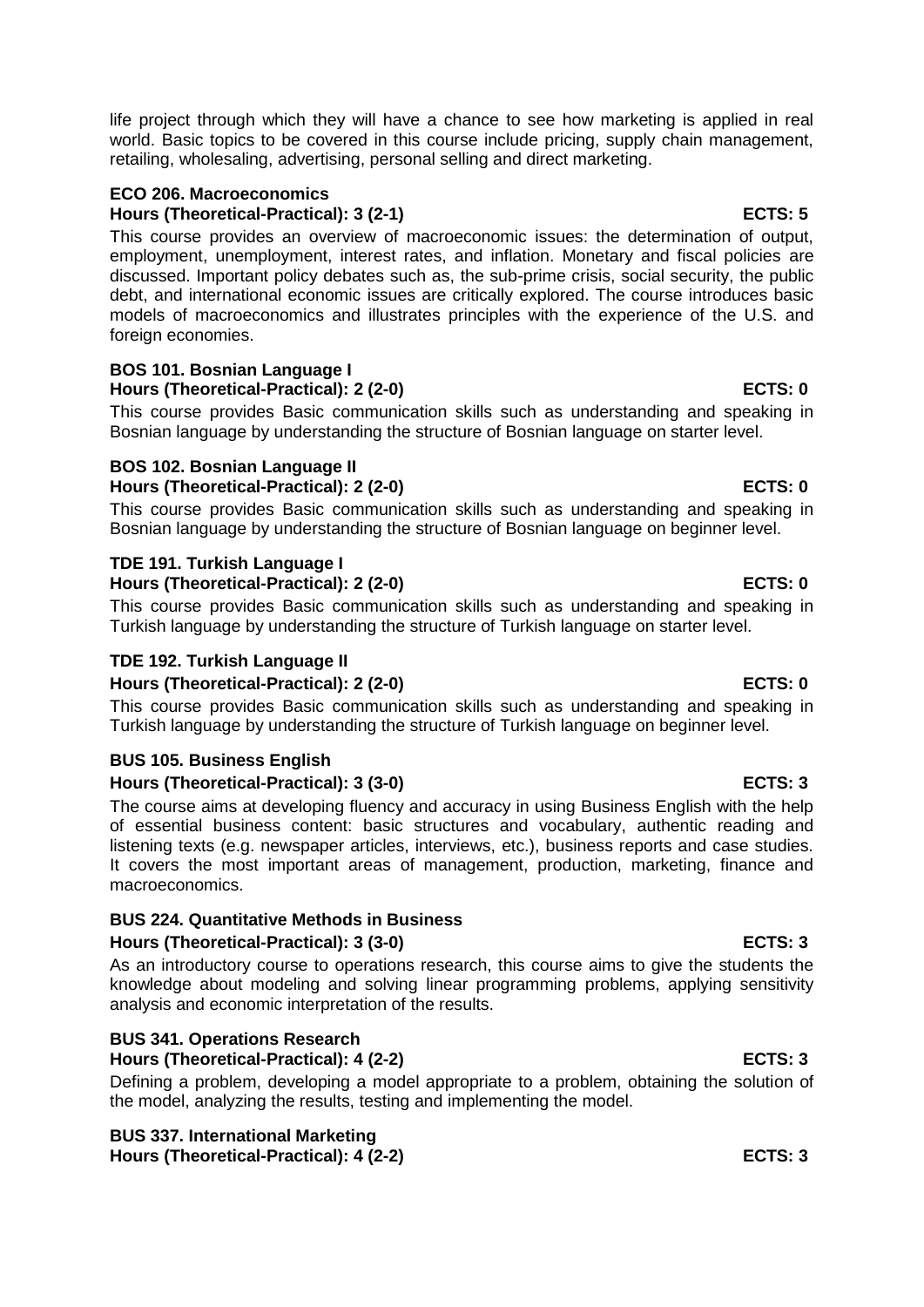life project through which they will have a chance to see how marketing is applied in real world. Basic topics to be covered in this course include pricing, supply chain management, retailing, wholesaling, advertising, personal selling and direct marketing.

**ECO 206. Macroeconomics**
**Hours (Theoretical-Practical): 3 (2-1) ECTS: 5**

This course provides an overview of macroeconomic issues: the determination of output, employment, unemployment, interest rates, and inflation. Monetary and fiscal policies are discussed. Important policy debates such as, the sub-prime crisis, social security, the public debt, and international economic issues are critically explored. The course introduces basic models of macroeconomics and illustrates principles with the experience of the U.S. and foreign economies.

**BOS 101. Bosnian Language I**
**Hours (Theoretical-Practical): 2 (2-0) ECTS: 0**

This course provides Basic communication skills such as understanding and speaking in Bosnian language by understanding the structure of Bosnian language on starter level.

**BOS 102. Bosnian Language II**
**Hours (Theoretical-Practical): 2 (2-0) ECTS: 0**

This course provides Basic communication skills such as understanding and speaking in Bosnian language by understanding the structure of Bosnian language on beginner level.

**TDE 191. Turkish Language I**
**Hours (Theoretical-Practical): 2 (2-0) ECTS: 0**

This course provides Basic communication skills such as understanding and speaking in Turkish language by understanding the structure of Turkish language on starter level.

**TDE 192. Turkish Language II**
**Hours (Theoretical-Practical): 2 (2-0) ECTS: 0**

This course provides Basic communication skills such as understanding and speaking in Turkish language by understanding the structure of Turkish language on beginner level.

**BUS 105. Business English**
**Hours (Theoretical-Practical): 3 (3-0) ECTS: 3**

The course aims at developing fluency and accuracy in using Business English with the help of essential business content: basic structures and vocabulary, authentic reading and listening texts (e.g. newspaper articles, interviews, etc.), business reports and case studies. It covers the most important areas of management, production, marketing, finance and macroeconomics.

**BUS 224. Quantitative Methods in Business**
**Hours (Theoretical-Practical): 3 (3-0) ECTS: 3**

As an introductory course to operations research, this course aims to give the students the knowledge about modeling and solving linear programming problems, applying sensitivity analysis and economic interpretation of the results.

**BUS 341. Operations Research**
**Hours (Theoretical-Practical): 4 (2-2) ECTS: 3**

Defining a problem, developing a model appropriate to a problem, obtaining the solution of the model, analyzing the results, testing and implementing the model.

**BUS 337. International Marketing**
**Hours (Theoretical-Practical): 4 (2-2) ECTS: 3**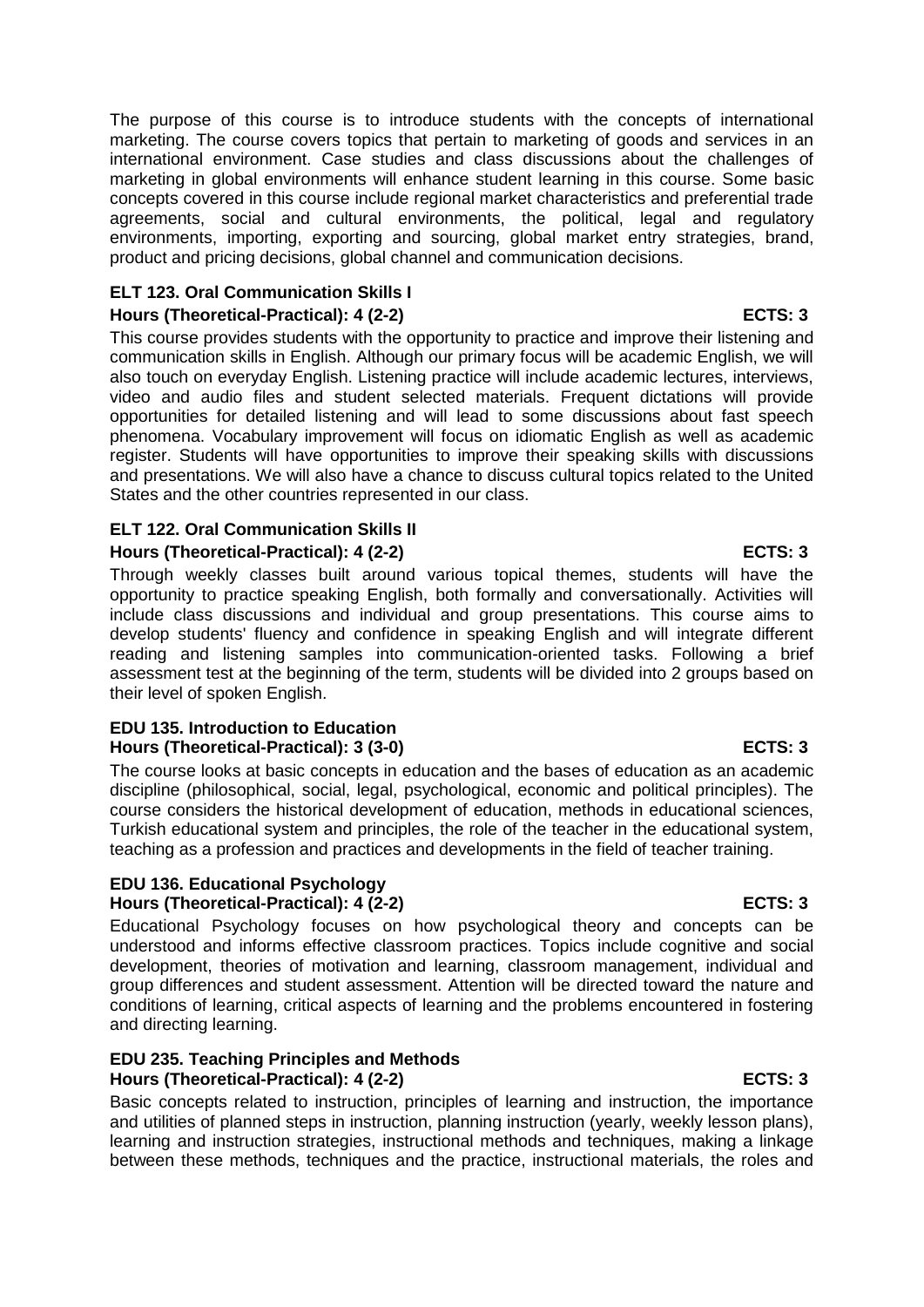The purpose of this course is to introduce students with the concepts of international marketing. The course covers topics that pertain to marketing of goods and services in an international environment. Case studies and class discussions about the challenges of marketing in global environments will enhance student learning in this course. Some basic concepts covered in this course include regional market characteristics and preferential trade agreements, social and cultural environments, the political, legal and regulatory environments, importing, exporting and sourcing, global market entry strategies, brand, product and pricing decisions, global channel and communication decisions.

### ELT 123. Oral Communication Skills I

**Hours (Theoretical-Practical): 4 (2-2) ECTS: 3**

This course provides students with the opportunity to practice and improve their listening and communication skills in English. Although our primary focus will be academic English, we will also touch on everyday English. Listening practice will include academic lectures, interviews, video and audio files and student selected materials. Frequent dictations will provide opportunities for detailed listening and will lead to some discussions about fast speech phenomena. Vocabulary improvement will focus on idiomatic English as well as academic register. Students will have opportunities to improve their speaking skills with discussions and presentations. We will also have a chance to discuss cultural topics related to the United States and the other countries represented in our class.

### ELT 122. Oral Communication Skills II

**Hours (Theoretical-Practical): 4 (2-2) ECTS: 3**

Through weekly classes built around various topical themes, students will have the opportunity to practice speaking English, both formally and conversationally. Activities will include class discussions and individual and group presentations. This course aims to develop students' fluency and confidence in speaking English and will integrate different reading and listening samples into communication-oriented tasks. Following a brief assessment test at the beginning of the term, students will be divided into 2 groups based on their level of spoken English.

### EDU 135. Introduction to Education

**Hours (Theoretical-Practical): 3 (3-0) ECTS: 3**

The course looks at basic concepts in education and the bases of education as an academic discipline (philosophical, social, legal, psychological, economic and political principles). The course considers the historical development of education, methods in educational sciences, Turkish educational system and principles, the role of the teacher in the educational system, teaching as a profession and practices and developments in the field of teacher training.

### EDU 136. Educational Psychology

**Hours (Theoretical-Practical): 4 (2-2) ECTS: 3**

Educational Psychology focuses on how psychological theory and concepts can be understood and informs effective classroom practices. Topics include cognitive and social development, theories of motivation and learning, classroom management, individual and group differences and student assessment. Attention will be directed toward the nature and conditions of learning, critical aspects of learning and the problems encountered in fostering and directing learning.

### EDU 235. Teaching Principles and Methods

**Hours (Theoretical-Practical): 4 (2-2) ECTS: 3**

Basic concepts related to instruction, principles of learning and instruction, the importance and utilities of planned steps in instruction, planning instruction (yearly, weekly lesson plans), learning and instruction strategies, instructional methods and techniques, making a linkage between these methods, techniques and the practice, instructional materials, the roles and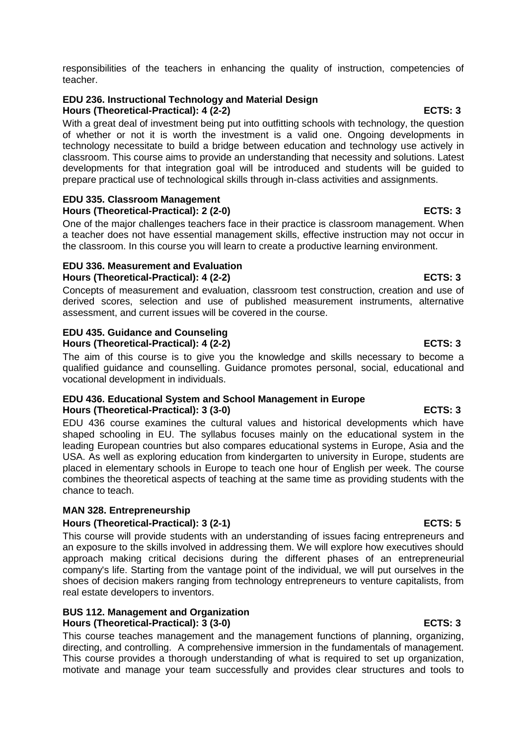responsibilities of the teachers in enhancing the quality of instruction, competencies of teacher.

**EDU 236. Instructional Technology and Material Design**
**Hours (Theoretical-Practical): 4 (2-2) ECTS: 3**

With a great deal of investment being put into outfitting schools with technology, the question of whether or not it is worth the investment is a valid one. Ongoing developments in technology necessitate to build a bridge between education and technology use actively in classroom. This course aims to provide an understanding that necessity and solutions. Latest developments for that integration goal will be introduced and students will be guided to prepare practical use of technological skills through in-class activities and assignments.

**EDU 335. Classroom Management**
**Hours (Theoretical-Practical): 2 (2-0) ECTS: 3**

One of the major challenges teachers face in their practice is classroom management. When a teacher does not have essential management skills, effective instruction may not occur in the classroom. In this course you will learn to create a productive learning environment.

**EDU 336. Measurement and Evaluation**
**Hours (Theoretical-Practical): 4 (2-2) ECTS: 3**

Concepts of measurement and evaluation, classroom test construction, creation and use of derived scores, selection and use of published measurement instruments, alternative assessment, and current issues will be covered in the course.

**EDU 435. Guidance and Counseling**
**Hours (Theoretical-Practical): 4 (2-2) ECTS: 3**

The aim of this course is to give you the knowledge and skills necessary to become a qualified guidance and counselling. Guidance promotes personal, social, educational and vocational development in individuals.

**EDU 436. Educational System and School Management in Europe**
**Hours (Theoretical-Practical): 3 (3-0) ECTS: 3**

EDU 436 course examines the cultural values and historical developments which have shaped schooling in EU. The syllabus focuses mainly on the educational system in the leading European countries but also compares educational systems in Europe, Asia and the USA. As well as exploring education from kindergarten to university in Europe, students are placed in elementary schools in Europe to teach one hour of English per week. The course combines the theoretical aspects of teaching at the same time as providing students with the chance to teach.

**MAN 328. Entrepreneurship**
**Hours (Theoretical-Practical): 3 (2-1) ECTS: 5**

This course will provide students with an understanding of issues facing entrepreneurs and an exposure to the skills involved in addressing them. We will explore how executives should approach making critical decisions during the different phases of an entrepreneurial company's life. Starting from the vantage point of the individual, we will put ourselves in the shoes of decision makers ranging from technology entrepreneurs to venture capitalists, from real estate developers to inventors.

**BUS 112. Management and Organization**
**Hours (Theoretical-Practical): 3 (3-0) ECTS: 3**

This course teaches management and the management functions of planning, organizing, directing, and controlling. A comprehensive immersion in the fundamentals of management. This course provides a thorough understanding of what is required to set up organization, motivate and manage your team successfully and provides clear structures and tools to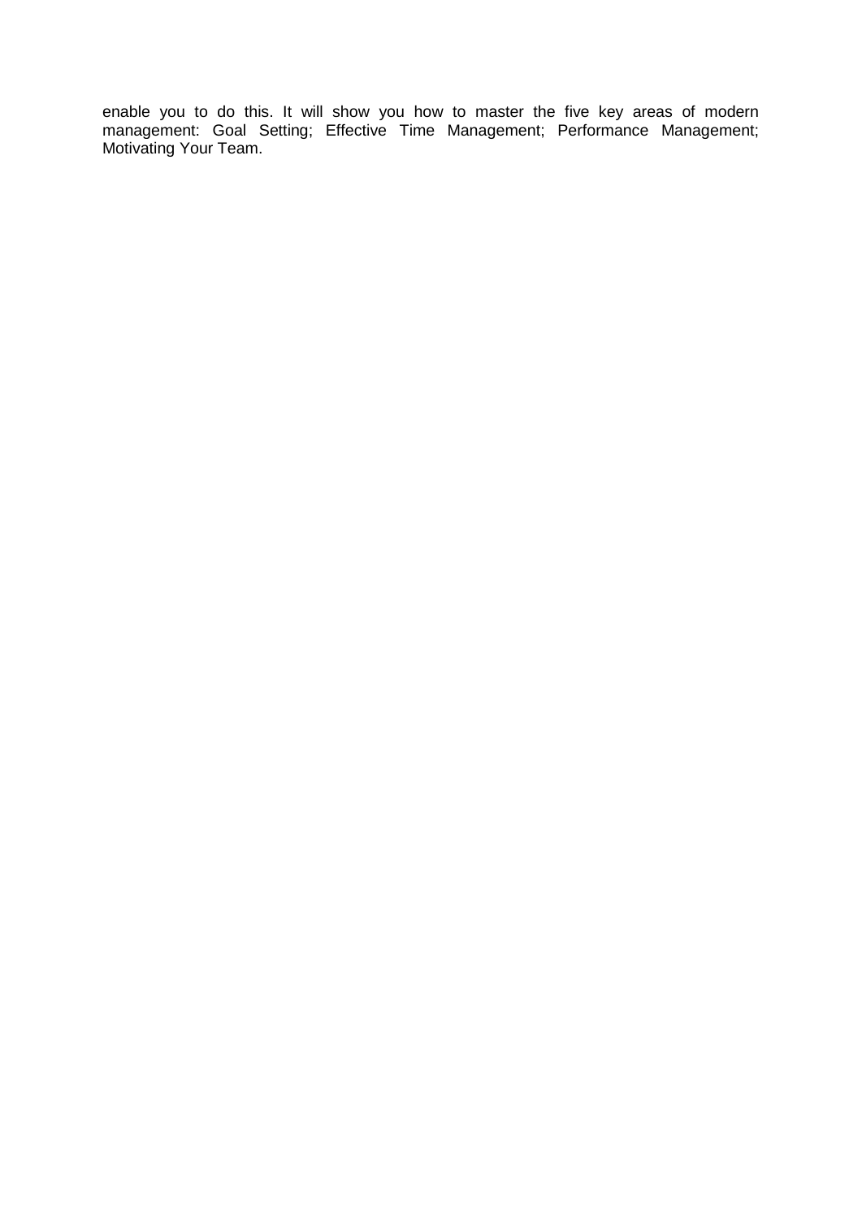enable you to do this. It will show you how to master the five key areas of modern management: Goal Setting; Effective Time Management; Performance Management; Motivating Your Team.